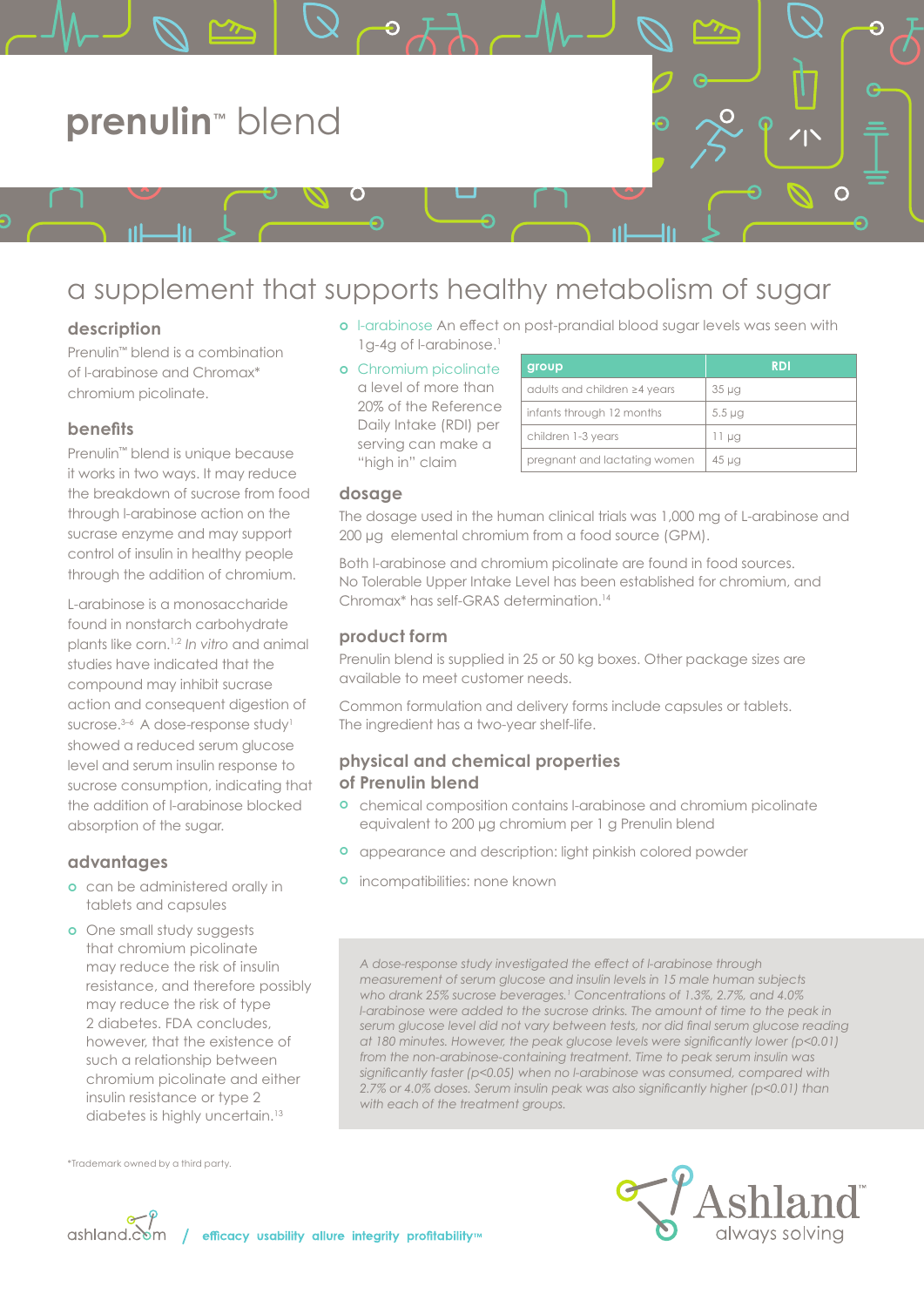# prenulin™ blend

## a supplement that supports healthy metabolism of sugar

### description

Prenulin™ blend is a combination of l-arabinose and Chromax* chromium picolinate.

### benefits

Prenulin™ blend is unique because it works in two ways. It may reduce the breakdown of sucrose from food through l-arabinose action on the sucrase enzyme and may support control of insulin in healthy people through the addition of chromium.

L-arabinose is a monosaccharide found in nonstarch carbohydrate plants like corn.[1,2] *In vitro* and animal studies have indicated that the compound may inhibit sucrase action and consequent digestion of sucrose.[3-6] A dose-response study[1] showed a reduced serum glucose level and serum insulin response to sucrose consumption, indicating that the addition of l-arabinose blocked absorption of the sugar.

### advantages

- can be administered orally in tablets and capsules
- One small study suggests that chromium picolinate may reduce the risk of insulin resistance, and therefore possibly may reduce the risk of type 2 diabetes. FDA concludes, however, that the existence of such a relationship between chromium picolinate and either insulin resistance or type 2 diabetes is highly uncertain.[13]

- l-arabinose An effect on post-prandial blood sugar levels was seen with 1g-4g of l-arabinose.[1]
- Chromium picolinate a level of more than 20% of the Reference Daily Intake (RDI) per serving can make a "high in" claim

| group | RDI |
|---|---|
| adults and children ≥4 years | 35 µg |
| infants through 12 months | 5.5 µg |
| children 1-3 years | 11 µg |
| pregnant and lactating women | 45 µg |

### dosage

The dosage used in the human clinical trials was 1,000 mg of L-arabinose and 200 µg elemental chromium from a food source (GPM).

Both l-arabinose and chromium picolinate are found in food sources. No Tolerable Upper Intake Level has been established for chromium, and Chromax* has self-GRAS determination.[14]

### product form

Prenulin blend is supplied in 25 or 50 kg boxes. Other package sizes are available to meet customer needs.

Common formulation and delivery forms include capsules or tablets. The ingredient has a two-year shelf-life.

### physical and chemical properties of Prenulin blend

- chemical composition contains l-arabinose and chromium picolinate equivalent to 200 µg chromium per 1 g Prenulin blend
- appearance and description: light pinkish colored powder
- incompatibilities: none known

*A dose-response study investigated the effect of l-arabinose through measurement of serum glucose and insulin levels in 15 male human subjects who drank 25% sucrose beverages.[1] Concentrations of 1.3%, 2.7%, and 4.0% l-arabinose were added to the sucrose drinks. The amount of time to the peak in serum glucose level did not vary between tests, nor did final serum glucose reading at 180 minutes. However, the peak glucose levels were significantly lower ($p<0.01$) from the non-arabinose-containing treatment. Time to peak serum insulin was significantly faster ($p<0.05$) when no l-arabinose was consumed, compared with 2.7% or 4.0% doses. Serum insulin peak was also significantly higher ($p<0.01$) than with each of the treatment groups.*

*Trademark owned by a third party.

ashland.com / efficacy usability allure integrity profitability™

Ashland™ always solving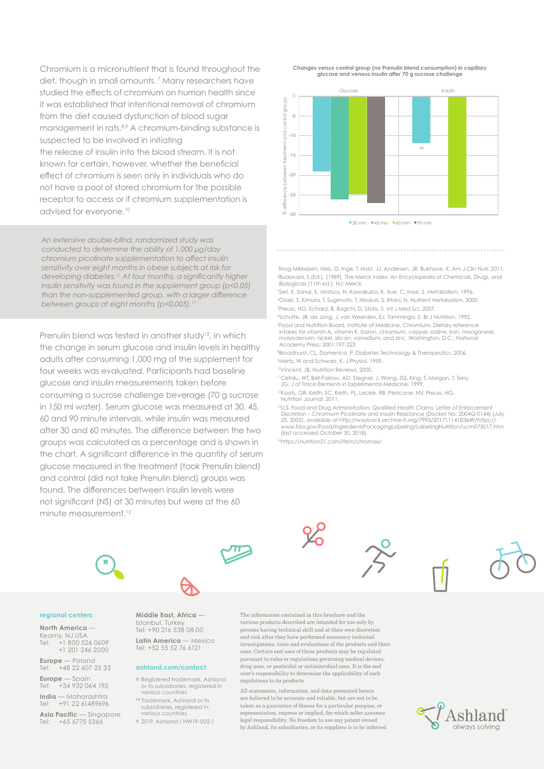Chromium is a micronutrient that is found throughout the diet, though in small amounts.[7] Many researchers have studied the effects of chromium on human health since it was established that intentional removal of chromium from the diet caused dysfunction of blood sugar management in rats.[8,9] A chromium-binding substance is suspected to be involved in initiating the release of insulin into the blood stream. It is not known for certain, however, whether the beneficial effect of chromium is seen only in individuals who do not have a pool of stored chromium for the possible receptor to access or if chromium supplementation is advised for everyone.[10]

*An extensive double-blind, randomized study was conducted to determine the ability of 1,000 µg/day chromium picolinate supplementation to affect insulin sensitivity over eight months in obese subjects at risk for developing diabetes.[11] At four months, a significantly higher insulin sensitivity was found in the supplement group ($p<0.05$) than the non-supplemented group, with a larger difference between groups at eight months ($p<0.005$).[11]*

Prenulin blend was tested in another study[12], in which the change in serum glucose and insulin levels in healthy adults after consuming 1,000 mg of the supplement for four weeks was evaluated. Participants had baseline glucose and insulin measurements taken before consuming a sucrose challenge beverage (70 g sucrose in 150 ml water). Serum glucose was measured at 30, 45, 60 and 90 minute intervals, while insulin was measured after 30 and 60 minutes. The difference between the two groups was calculated as a percentage and is shown in the chart. A significant difference in the quantity of serum glucose measured in the treatment (took Prenulin blend) and control (did not take Prenulin blend) groups was found. The differences between insulin levels were not significant (NS) at 30 minutes but were at the 60 minute measurement.[12]

**Changes versus control group (no Prenulin blend consumption) in capillary glucose and venous insulin after 70 g sucrose challenge**

Glucose
Insulin
% difference between treatment and control groups
0
-5
-10
-15
-20
-25
-30
NS
30 min 45 min 60 min 90 min

[1]Krog-Mikkelsen, Hels, O, Inge, T, Holst, JJ, Andersen, JR, Bukhave, K. Am J Clin Nutr. 2011.

[2]Budavani, S.(Ed.). (1989). The Merck Index: An Encyclopedia of Chemicals, Drugs, and Biologicals (11th ed.). NJ: Merck.

[3]Seri, K. Sanai, K, Matsuo, N, Kawakubo, K, Xue, C, Inoe, S. Metabolism. 1996.

[4]Osaki, S, Kimura, T, Sugimoto, T, Hizukuri, S, Iritani, N. Nutrient Metabolism. 2000.

[5]Preuss, HG, Echard, B, Bagchi, D, Stohs, S. Int J Med Sci. 2007.

[6]Schutte, JB, de Jong, J, van Weerden, EJ, Tamminga, S. Br J Nutrition. 1992.

[7]Food and Nutrition Board, Institute of Medicine. Chromium. Dietary reference intakes for vitamin A, vitamin K, boron, chromium, copper, iodine, iron, manganese, molybdenum, nickel, silicon, vanadium, and zinc. Washington, D.C.: National Academy Press; 2001:197-223

[8]Broadhurst, CL, Domenico, P. Diabetes Technology & Therapeutics. 2006.

[9]Mertz, W and Schwarz, K. J Physiol. 1959.

[10]Vincent, JB. Nutrition Reviews. 2000.

[11]Cefalu, WT, Bell-Farrow, AD, Stegner, J, Wang, ZQ, King, T, Morgan, T, Terry, JG. J of Trace Elements in Experimental Medicine. 1999.

[12]Kaats, GR, Keith, SC, Keith, PL, Leckie, RB, Perricone, NV, Preuss, HG. Nutrition Journal. 2011.

[13]U.S. Food and Drug Administration, Qualified Health Claims: Letter of Enforcement Discretion – Chromium Picolinate and Insulin Resistance (Docket No. 2004Q-0144) (July 25, 2005). available at http://wayback.archive-it.org/7993/20171114183649/https://www.fda.gov/Food/IngredientsPackagingLabeling/LabelingNutrition/ucm073017.htm (last accessed October 30, 2018).

[14]https://nutrition21.com/item/chromax/

**regional centers**

**North America** — Kearny, NJ USA
Tel: +1 800 526 0609
+1 201 246 2000

**Europe** — Poland
Tel: +48 22 607 25 33

**Europe** — Spain
Tel: +34 932 064 195

**India** — Maharashtra
Tel: +91 22 61489696

**Asia Pacific** — Singapore
Tel: +65 6775 5366

**Middle East, Africa** — Istanbul, Turkey
Tel: +90 216 538 08 00

**Latin America** — Mexico
Tel: +52 55 52 76 6121

**ashland.com/contact**

® Registered trademark, Ashland or its subsidiaries, registered in various countries

™ Trademark, Ashland or its subsidiaries, registered in various countries

© 2019, Ashland / HW19-002.1

The information contained in this brochure and the various products described are intended for use only by persons having technical skill and at their own discretion and risk after they have performed necessary technical investigations, tests and evaluations of the products and their uses. Certain end uses of these products may be regulated pursuant to rules or regulations governing medical devices, drug uses, or pesticidal or antimicrobial uses. It is the end user's responsibility to determine the applicability of such regulations to its products.

All statements, information, and data presented herein are believed to be accurate and reliable, but are not to be taken as a guarantee of fitness for a particular purpose, or representation, express or implied, for which seller assumes legal responsibility. No freedom to use any patent owned by Ashland, its subsidiaries, or its suppliers is to be inferred.

Ashland™
always solving